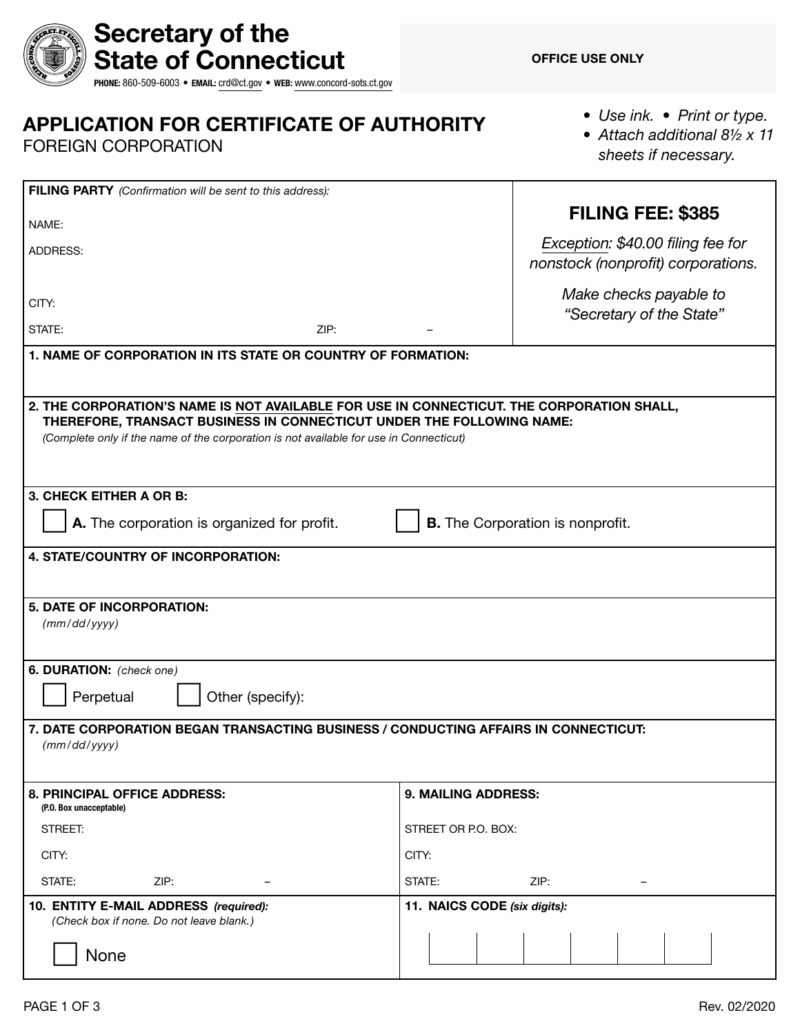# Secretary of the State of Connecticut

**PHONE:** 860-509-6003 • **EMAIL:** crd@ct.gov • **WEB:** www.concord-sots.ct.gov

**OFFICE USE ONLY**

## APPLICATION FOR CERTIFICATE OF AUTHORITY
FOREIGN CORPORATION

- *Use ink.* • *Print or type.*
- *Attach additional 8½ x 11 sheets if necessary.*

**FILING PARTY** *(Confirmation will be sent to this address):*

NAME:

ADDRESS:

CITY:

STATE: ZIP: –

**FILING FEE: $385**

*Exception: $40.00 filing fee for nonstock (nonprofit) corporations.*

*Make checks payable to "Secretary of the State"*

**1. NAME OF CORPORATION IN ITS STATE OR COUNTRY OF FORMATION:**

**2. THE CORPORATION'S NAME IS NOT AVAILABLE FOR USE IN CONNECTICUT. THE CORPORATION SHALL, THEREFORE, TRANSACT BUSINESS IN CONNECTICUT UNDER THE FOLLOWING NAME:**
*(Complete only if the name of the corporation is not available for use in Connecticut)*

**3. CHECK EITHER A OR B:**

☐ **A.** The corporation is organized for profit. ☐ **B.** The Corporation is nonprofit.

**4. STATE/COUNTRY OF INCORPORATION:**

**5. DATE OF INCORPORATION:**
*(mm/dd/yyyy)*

**6. DURATION:** *(check one)*

☐ Perpetual ☐ Other (specify):

**7. DATE CORPORATION BEGAN TRANSACTING BUSINESS / CONDUCTING AFFAIRS IN CONNECTICUT:**
*(mm/dd/yyyy)*

**8. PRINCIPAL OFFICE ADDRESS:**
**(P.O. Box unacceptable)**

STREET:

CITY:

STATE: ZIP: –

**9. MAILING ADDRESS:**

STREET OR P.O. BOX:

CITY:

STATE: ZIP: –

**10. ENTITY E-MAIL ADDRESS** ***(required):***
*(Check box if none. Do not leave blank.)*

☐ None

**11. NAICS CODE** ***(six digits):***

| | | | | | |
|---|---|---|---|---|---|
| | | | | | |

Rev. 02/2020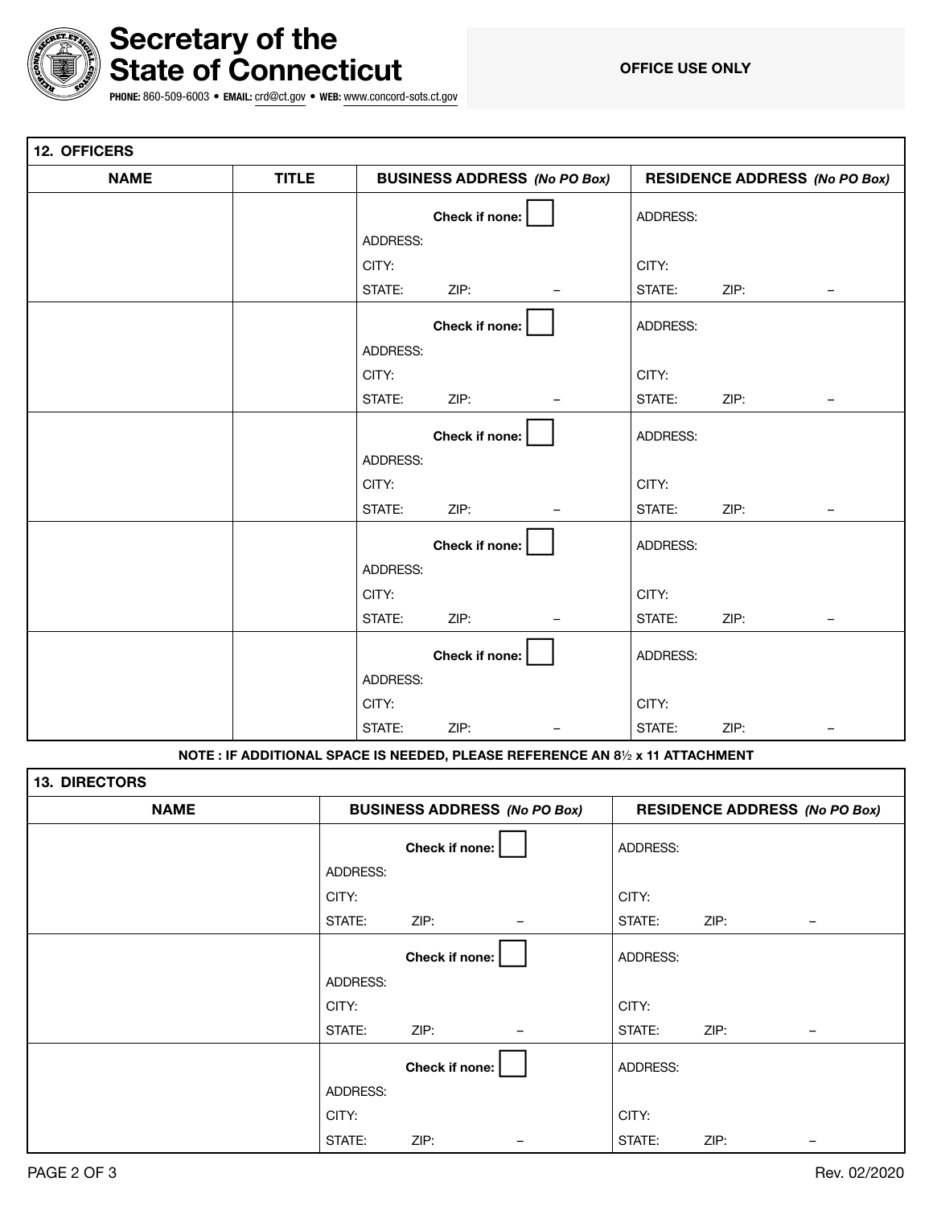# Secretary of the State of Connecticut

**PHONE:** 860-509-6003 • **EMAIL:** crd@ct.gov • **WEB:** www.concord-sots.ct.gov

**OFFICE USE ONLY**

## 12. OFFICERS

| NAME | TITLE | BUSINESS ADDRESS *(No PO Box)* | RESIDENCE ADDRESS *(No PO Box)* |
|---|---|---|---|
| | | **Check if none:** ☐ ADDRESS: CITY: STATE: ZIP: – | ADDRESS: CITY: STATE: ZIP: – |
| | | **Check if none:** ☐ ADDRESS: CITY: STATE: ZIP: – | ADDRESS: CITY: STATE: ZIP: – |
| | | **Check if none:** ☐ ADDRESS: CITY: STATE: ZIP: – | ADDRESS: CITY: STATE: ZIP: – |
| | | **Check if none:** ☐ ADDRESS: CITY: STATE: ZIP: – | ADDRESS: CITY: STATE: ZIP: – |
| | | **Check if none:** ☐ ADDRESS: CITY: STATE: ZIP: – | ADDRESS: CITY: STATE: ZIP: – |

**NOTE : IF ADDITIONAL SPACE IS NEEDED, PLEASE REFERENCE AN 8½ x 11 ATTACHMENT**

## 13. DIRECTORS

| NAME | BUSINESS ADDRESS *(No PO Box)* | RESIDENCE ADDRESS *(No PO Box)* |
|---|---|---|
| | **Check if none:** ☐ ADDRESS: CITY: STATE: ZIP: – | ADDRESS: CITY: STATE: ZIP: – |
| | **Check if none:** ☐ ADDRESS: CITY: STATE: ZIP: – | ADDRESS: CITY: STATE: ZIP: – |
| | **Check if none:** ☐ ADDRESS: CITY: STATE: ZIP: – | ADDRESS: CITY: STATE: ZIP: – |

Rev. 02/2020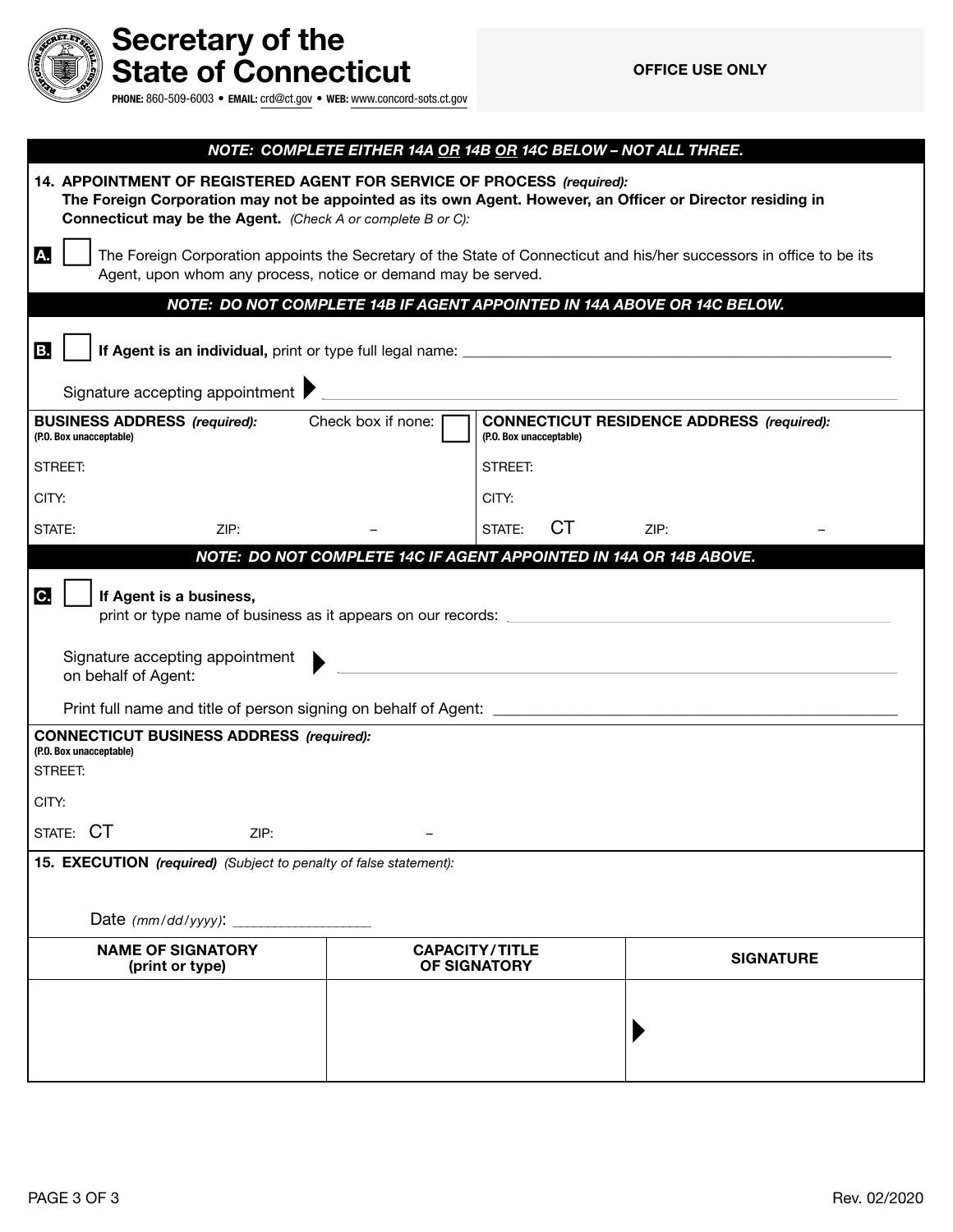# Secretary of the State of Connecticut

**PHONE:** 860-509-6003 • **EMAIL:** crd@ct.gov • **WEB:** www.concord-sots.ct.gov

**OFFICE USE ONLY**

***NOTE: COMPLETE EITHER 14A OR 14B OR 14C BELOW – NOT ALL THREE.***

**14. APPOINTMENT OF REGISTERED AGENT FOR SERVICE OF PROCESS** ***(required):***
**The Foreign Corporation may not be appointed as its own Agent. However, an Officer or Director residing in Connecticut may be the Agent.** *(Check A or complete B or C):*

**A.** ☐ The Foreign Corporation appoints the Secretary of the State of Connecticut and his/her successors in office to be its Agent, upon whom any process, notice or demand may be served.

***NOTE: DO NOT COMPLETE 14B IF AGENT APPOINTED IN 14A ABOVE OR 14C BELOW.***

**B.** ☐ **If Agent is an individual,** print or type full legal name: ____________________

Signature accepting appointment ▶ ____________________

| **BUSINESS ADDRESS** ***(required):*** **(P.O. Box unacceptable)** Check box if none: ☐ | **CONNECTICUT RESIDENCE ADDRESS** ***(required):*** **(P.O. Box unacceptable)** |
|---|---|
| STREET: | STREET: |
| CITY: | CITY: |
| STATE: ZIP: – | STATE: CT ZIP: – |

***NOTE: DO NOT COMPLETE 14C IF AGENT APPOINTED IN 14A OR 14B ABOVE.***

**C.** ☐ **If Agent is a business,**
print or type name of business as it appears on our records: ____________________

Signature accepting appointment on behalf of Agent: ▶ ____________________

Print full name and title of person signing on behalf of Agent: ____________________

**CONNECTICUT BUSINESS ADDRESS** ***(required):***
**(P.O. Box unacceptable)**

STREET:

CITY:

STATE: CT ZIP: –

**15. EXECUTION** ***(required)*** *(Subject to penalty of false statement):*

Date *(mm/dd/yyyy)*: ____________________

| NAME OF SIGNATORY (print or type) | CAPACITY/TITLE OF SIGNATORY | SIGNATURE |
|---|---|---|
| | | ▶ |

Rev. 02/2020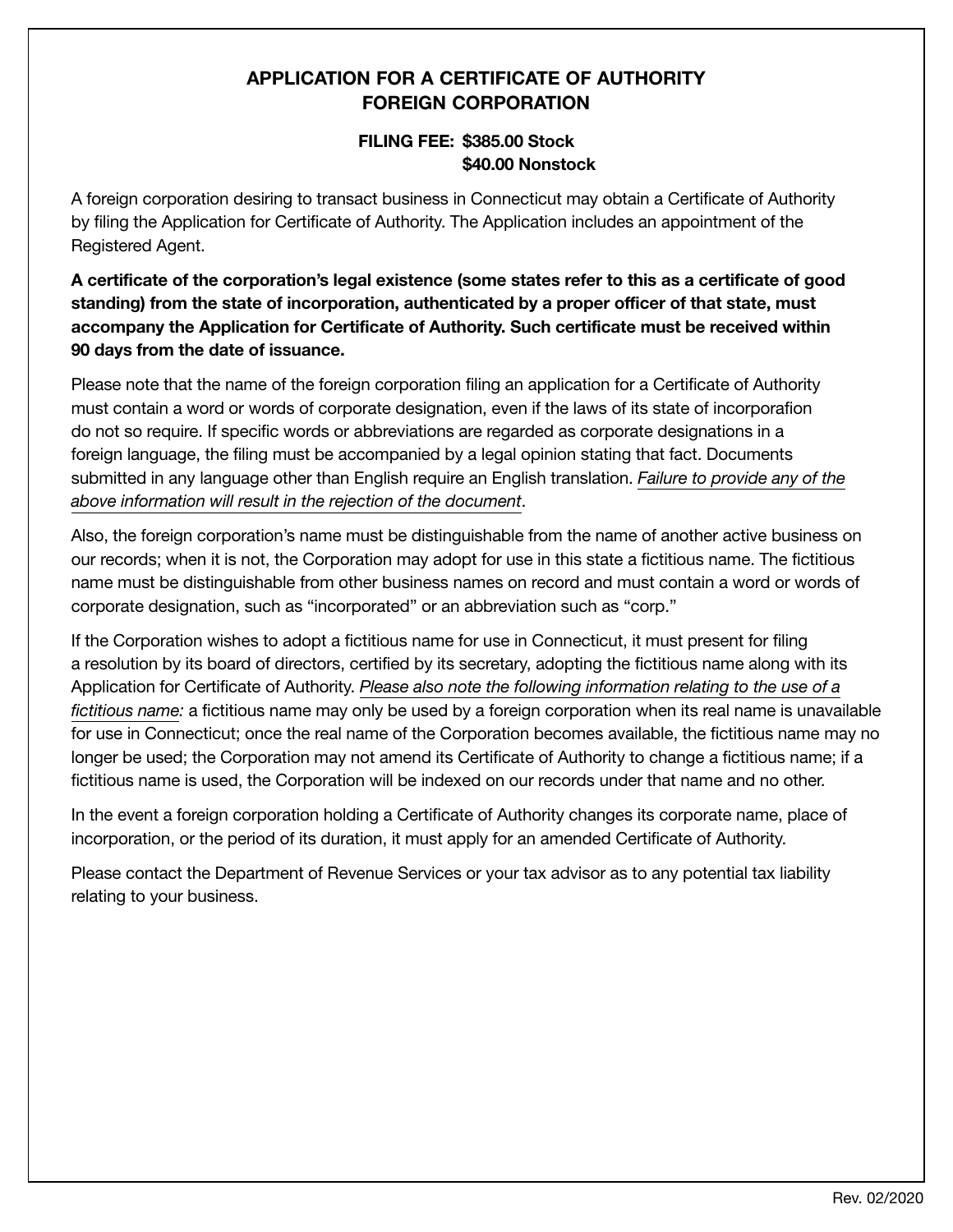## APPLICATION FOR A CERTIFICATE OF AUTHORITY
## FOREIGN CORPORATION

**FILING FEE: $385.00 Stock**
**$40.00 Nonstock**

A foreign corporation desiring to transact business in Connecticut may obtain a Certificate of Authority by filing the Application for Certificate of Authority. The Application includes an appointment of the Registered Agent.

**A certificate of the corporation's legal existence (some states refer to this as a certificate of good standing) from the state of incorporation, authenticated by a proper officer of that state, must accompany the Application for Certificate of Authority. Such certificate must be received within 90 days from the date of issuance.**

Please note that the name of the foreign corporation filing an application for a Certificate of Authority must contain a word or words of corporate designation, even if the laws of its state of incorporafion do not so require. If specific words or abbreviations are regarded as corporate designations in a foreign language, the filing must be accompanied by a legal opinion stating that fact. Documents submitted in any language other than English require an English translation. *Failure to provide any of the above information will result in the rejection of the document*.

Also, the foreign corporation's name must be distinguishable from the name of another active business on our records; when it is not, the Corporation may adopt for use in this state a fictitious name. The fictitious name must be distinguishable from other business names on record and must contain a word or words of corporate designation, such as "incorporated" or an abbreviation such as "corp."

If the Corporation wishes to adopt a fictitious name for use in Connecticut, it must present for filing a resolution by its board of directors, certified by its secretary, adopting the fictitious name along with its Application for Certificate of Authority. *Please also note the following information relating to the use of a fictitious name:* a fictitious name may only be used by a foreign corporation when its real name is unavailable for use in Connecticut; once the real name of the Corporation becomes available, the fictitious name may no longer be used; the Corporation may not amend its Certificate of Authority to change a fictitious name; if a fictitious name is used, the Corporation will be indexed on our records under that name and no other.

In the event a foreign corporation holding a Certificate of Authority changes its corporate name, place of incorporation, or the period of its duration, it must apply for an amended Certificate of Authority.

Please contact the Department of Revenue Services or your tax advisor as to any potential tax liability relating to your business.

Rev. 02/2020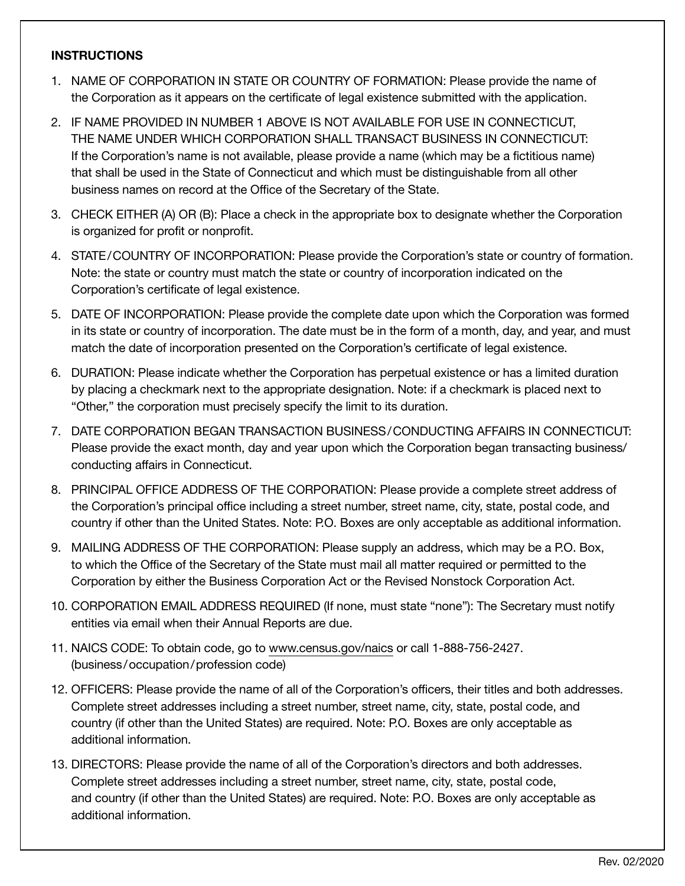**INSTRUCTIONS**

1. NAME OF CORPORATION IN STATE OR COUNTRY OF FORMATION: Please provide the name of the Corporation as it appears on the certificate of legal existence submitted with the application.
2. IF NAME PROVIDED IN NUMBER 1 ABOVE IS NOT AVAILABLE FOR USE IN CONNECTICUT, THE NAME UNDER WHICH CORPORATION SHALL TRANSACT BUSINESS IN CONNECTICUT: If the Corporation's name is not available, please provide a name (which may be a fictitious name) that shall be used in the State of Connecticut and which must be distinguishable from all other business names on record at the Office of the Secretary of the State.
3. CHECK EITHER (A) OR (B): Place a check in the appropriate box to designate whether the Corporation is organized for profit or nonprofit.
4. STATE/COUNTRY OF INCORPORATION: Please provide the Corporation's state or country of formation. Note: the state or country must match the state or country of incorporation indicated on the Corporation's certificate of legal existence.
5. DATE OF INCORPORATION: Please provide the complete date upon which the Corporation was formed in its state or country of incorporation. The date must be in the form of a month, day, and year, and must match the date of incorporation presented on the Corporation's certificate of legal existence.
6. DURATION: Please indicate whether the Corporation has perpetual existence or has a limited duration by placing a checkmark next to the appropriate designation. Note: if a checkmark is placed next to "Other," the corporation must precisely specify the limit to its duration.
7. DATE CORPORATION BEGAN TRANSACTION BUSINESS/CONDUCTING AFFAIRS IN CONNECTICUT: Please provide the exact month, day and year upon which the Corporation began transacting business/ conducting affairs in Connecticut.
8. PRINCIPAL OFFICE ADDRESS OF THE CORPORATION: Please provide a complete street address of the Corporation's principal office including a street number, street name, city, state, postal code, and country if other than the United States. Note: P.O. Boxes are only acceptable as additional information.
9. MAILING ADDRESS OF THE CORPORATION: Please supply an address, which may be a P.O. Box, to which the Office of the Secretary of the State must mail all matter required or permitted to the Corporation by either the Business Corporation Act or the Revised Nonstock Corporation Act.
10. CORPORATION EMAIL ADDRESS REQUIRED (If none, must state "none"): The Secretary must notify entities via email when their Annual Reports are due.
11. NAICS CODE: To obtain code, go to www.census.gov/naics or call 1-888-756-2427. (business/occupation/profession code)
12. OFFICERS: Please provide the name of all of the Corporation's officers, their titles and both addresses. Complete street addresses including a street number, street name, city, state, postal code, and country (if other than the United States) are required. Note: P.O. Boxes are only acceptable as additional information.
13. DIRECTORS: Please provide the name of all of the Corporation's directors and both addresses. Complete street addresses including a street number, street name, city, state, postal code, and country (if other than the United States) are required. Note: P.O. Boxes are only acceptable as additional information.

Rev. 02/2020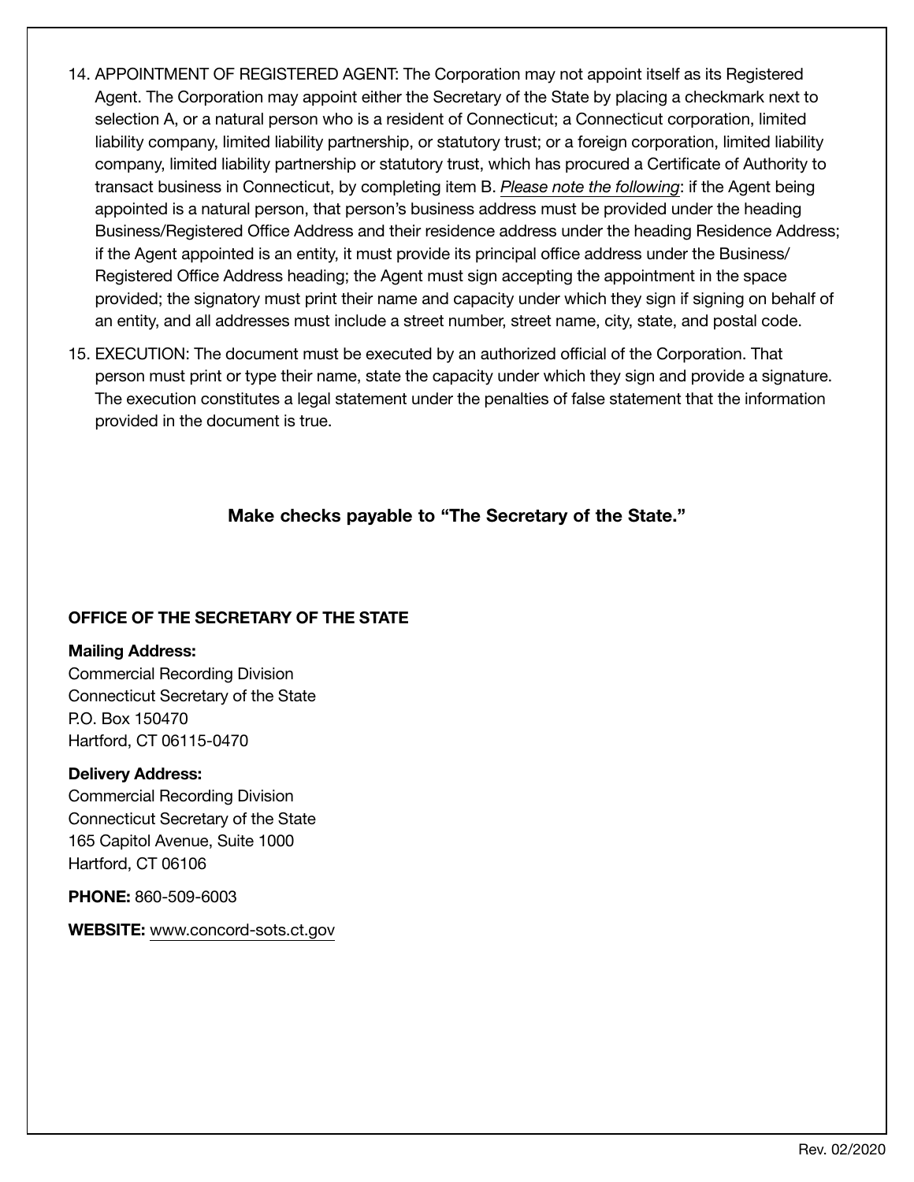14. APPOINTMENT OF REGISTERED AGENT: The Corporation may not appoint itself as its Registered Agent. The Corporation may appoint either the Secretary of the State by placing a checkmark next to selection A, or a natural person who is a resident of Connecticut; a Connecticut corporation, limited liability company, limited liability partnership, or statutory trust; or a foreign corporation, limited liability company, limited liability partnership or statutory trust, which has procured a Certificate of Authority to transact business in Connecticut, by completing item B. *Please note the following*: if the Agent being appointed is a natural person, that person's business address must be provided under the heading Business/Registered Office Address and their residence address under the heading Residence Address; if the Agent appointed is an entity, it must provide its principal office address under the Business/Registered Office Address heading; the Agent must sign accepting the appointment in the space provided; the signatory must print their name and capacity under which they sign if signing on behalf of an entity, and all addresses must include a street number, street name, city, state, and postal code.

15. EXECUTION: The document must be executed by an authorized official of the Corporation. That person must print or type their name, state the capacity under which they sign and provide a signature. The execution constitutes a legal statement under the penalties of false statement that the information provided in the document is true.

**Make checks payable to "The Secretary of the State."**

**OFFICE OF THE SECRETARY OF THE STATE**

**Mailing Address:**
Commercial Recording Division
Connecticut Secretary of the State
P.O. Box 150470
Hartford, CT 06115-0470

**Delivery Address:**
Commercial Recording Division
Connecticut Secretary of the State
165 Capitol Avenue, Suite 1000
Hartford, CT 06106

**PHONE:** 860-509-6003

**WEBSITE:** www.concord-sots.ct.gov

Rev. 02/2020